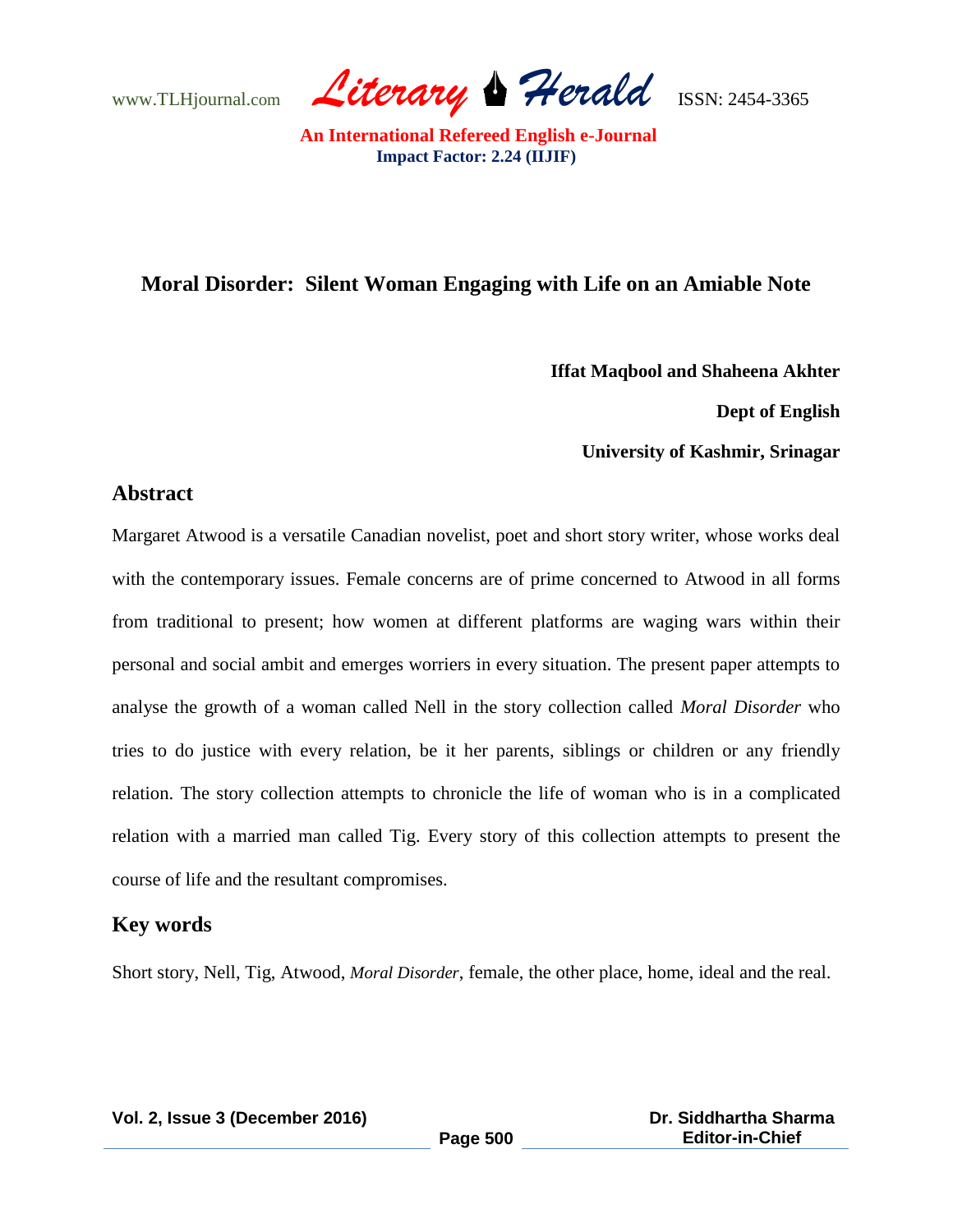# Moral Disorder: Silent Woman Engaging with Life on an Amiable Note

**Iffat Maqbool and Shaheena Akhter**

**Dept of English**

**University of Kashmir, Srinagar**

## Abstract

Margaret Atwood is a versatile Canadian novelist, poet and short story writer, whose works deal with the contemporary issues. Female concerns are of prime concerned to Atwood in all forms from traditional to present; how women at different platforms are waging wars within their personal and social ambit and emerges worriers in every situation. The present paper attempts to analyse the growth of a woman called Nell in the story collection called *Moral Disorder* who tries to do justice with every relation, be it her parents, siblings or children or any friendly relation. The story collection attempts to chronicle the life of woman who is in a complicated relation with a married man called Tig. Every story of this collection attempts to present the course of life and the resultant compromises.

## Key words

Short story, Nell, Tig, Atwood, *Moral Disorder*, female, the other place, home, ideal and the real.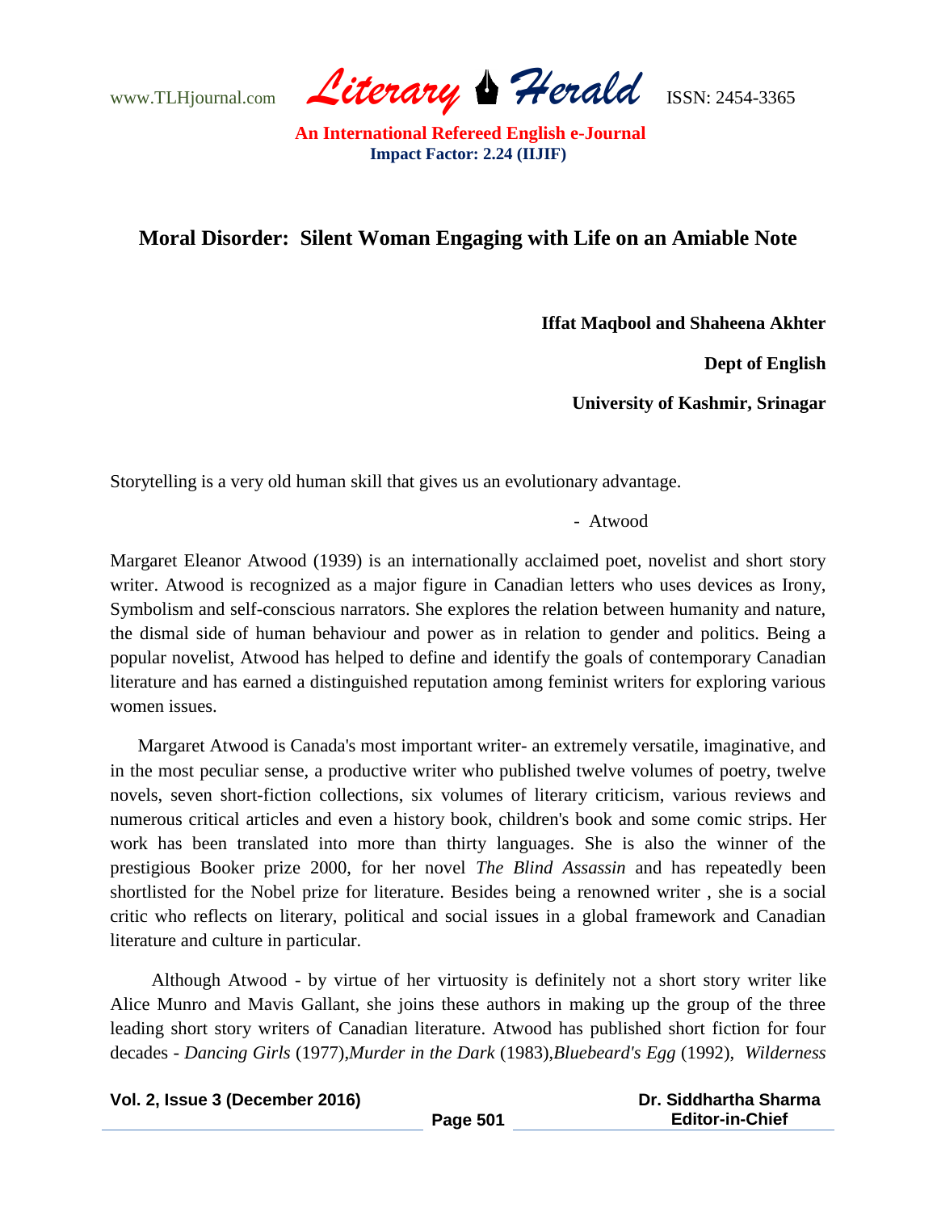# Moral Disorder: Silent Woman Engaging with Life on an Amiable Note

**Iffat Maqbool and Shaheena Akhter**

**Dept of English**

**University of Kashmir, Srinagar**

Storytelling is a very old human skill that gives us an evolutionary advantage.

- Atwood

Margaret Eleanor Atwood (1939) is an internationally acclaimed poet, novelist and short story writer. Atwood is recognized as a major figure in Canadian letters who uses devices as Irony, Symbolism and self-conscious narrators. She explores the relation between humanity and nature, the dismal side of human behaviour and power as in relation to gender and politics. Being a popular novelist, Atwood has helped to define and identify the goals of contemporary Canadian literature and has earned a distinguished reputation among feminist writers for exploring various women issues.

Margaret Atwood is Canada's most important writer- an extremely versatile, imaginative, and in the most peculiar sense, a productive writer who published twelve volumes of poetry, twelve novels, seven short-fiction collections, six volumes of literary criticism, various reviews and numerous critical articles and even a history book, children's book and some comic strips. Her work has been translated into more than thirty languages. She is also the winner of the prestigious Booker prize 2000, for her novel *The Blind Assassin* and has repeatedly been shortlisted for the Nobel prize for literature. Besides being a renowned writer , she is a social critic who reflects on literary, political and social issues in a global framework and Canadian literature and culture in particular.

Although Atwood - by virtue of her virtuosity is definitely not a short story writer like Alice Munro and Mavis Gallant, she joins these authors in making up the group of the three leading short story writers of Canadian literature. Atwood has published short fiction for four decades - *Dancing Girls* (1977),*Murder in the Dark* (1983),*Bluebeard's Egg* (1992), *Wilderness*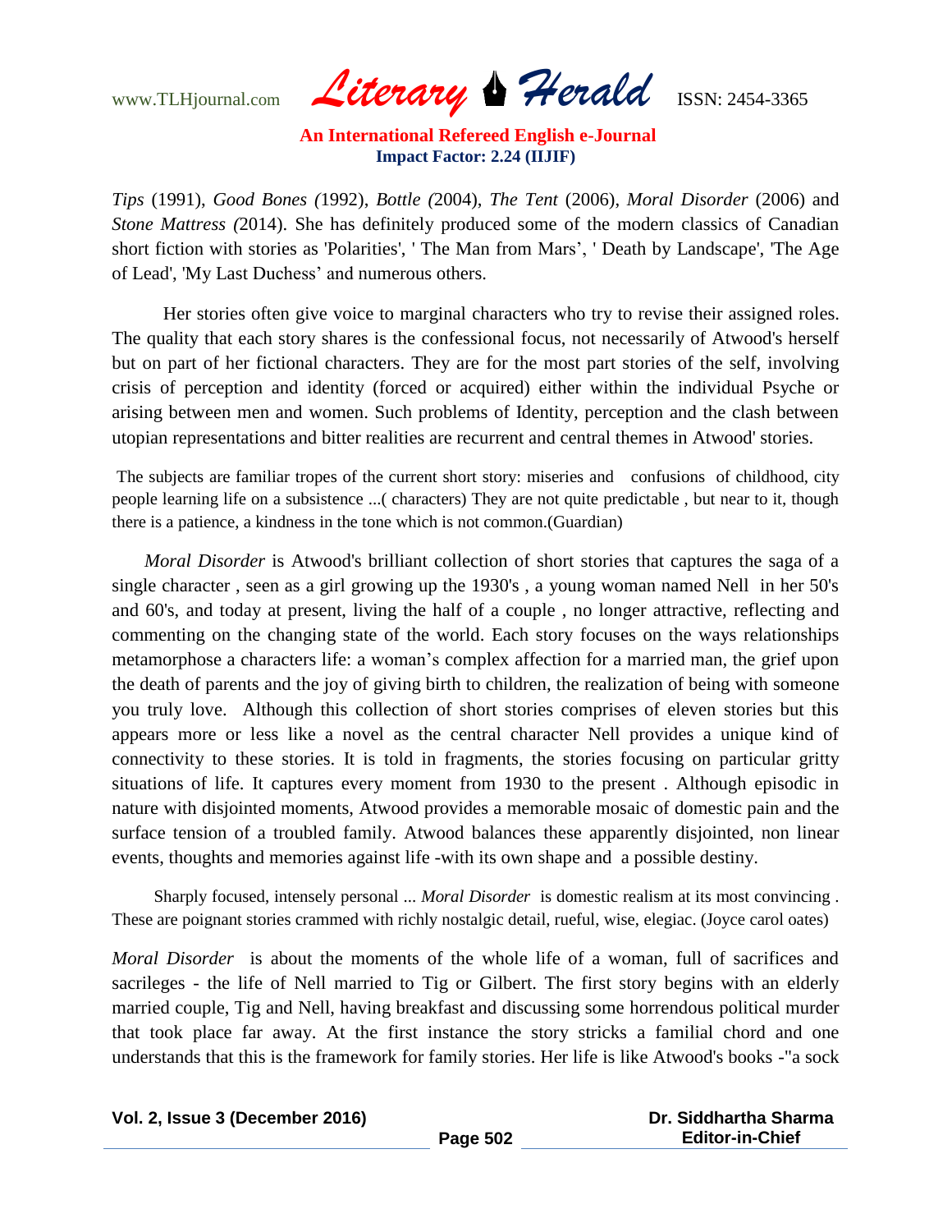*Tips* (1991), *Good Bones (*1992), *Bottle (*2004), *The Tent* (2006), *Moral Disorder* (2006) and *Stone Mattress (*2014). She has definitely produced some of the modern classics of Canadian short fiction with stories as 'Polarities', ' The Man from Mars', ' Death by Landscape', 'The Age of Lead', 'My Last Duchess' and numerous others.

Her stories often give voice to marginal characters who try to revise their assigned roles. The quality that each story shares is the confessional focus, not necessarily of Atwood's herself but on part of her fictional characters. They are for the most part stories of the self, involving crisis of perception and identity (forced or acquired) either within the individual Psyche or arising between men and women. Such problems of Identity, perception and the clash between utopian representations and bitter realities are recurrent and central themes in Atwood' stories.

> The subjects are familiar tropes of the current short story: miseries and confusions of childhood, city people learning life on a subsistence ...( characters) They are not quite predictable , but near to it, though there is a patience, a kindness in the tone which is not common.(Guardian)

*Moral Disorder* is Atwood's brilliant collection of short stories that captures the saga of a single character , seen as a girl growing up the 1930's , a young woman named Nell in her 50's and 60's, and today at present, living the half of a couple , no longer attractive, reflecting and commenting on the changing state of the world. Each story focuses on the ways relationships metamorphose a characters life: a woman's complex affection for a married man, the grief upon the death of parents and the joy of giving birth to children, the realization of being with someone you truly love. Although this collection of short stories comprises of eleven stories but this appears more or less like a novel as the central character Nell provides a unique kind of connectivity to these stories. It is told in fragments, the stories focusing on particular gritty situations of life. It captures every moment from 1930 to the present . Although episodic in nature with disjointed moments, Atwood provides a memorable mosaic of domestic pain and the surface tension of a troubled family. Atwood balances these apparently disjointed, non linear events, thoughts and memories against life -with its own shape and a possible destiny.

> Sharply focused, intensely personal ... *Moral Disorder* is domestic realism at its most convincing . These are poignant stories crammed with richly nostalgic detail, rueful, wise, elegiac. (Joyce carol oates)

*Moral Disorder* is about the moments of the whole life of a woman, full of sacrifices and sacrileges - the life of Nell married to Tig or Gilbert. The first story begins with an elderly married couple, Tig and Nell, having breakfast and discussing some horrendous political murder that took place far away. At the first instance the story stricks a familial chord and one understands that this is the framework for family stories. Her life is like Atwood's books -"a sock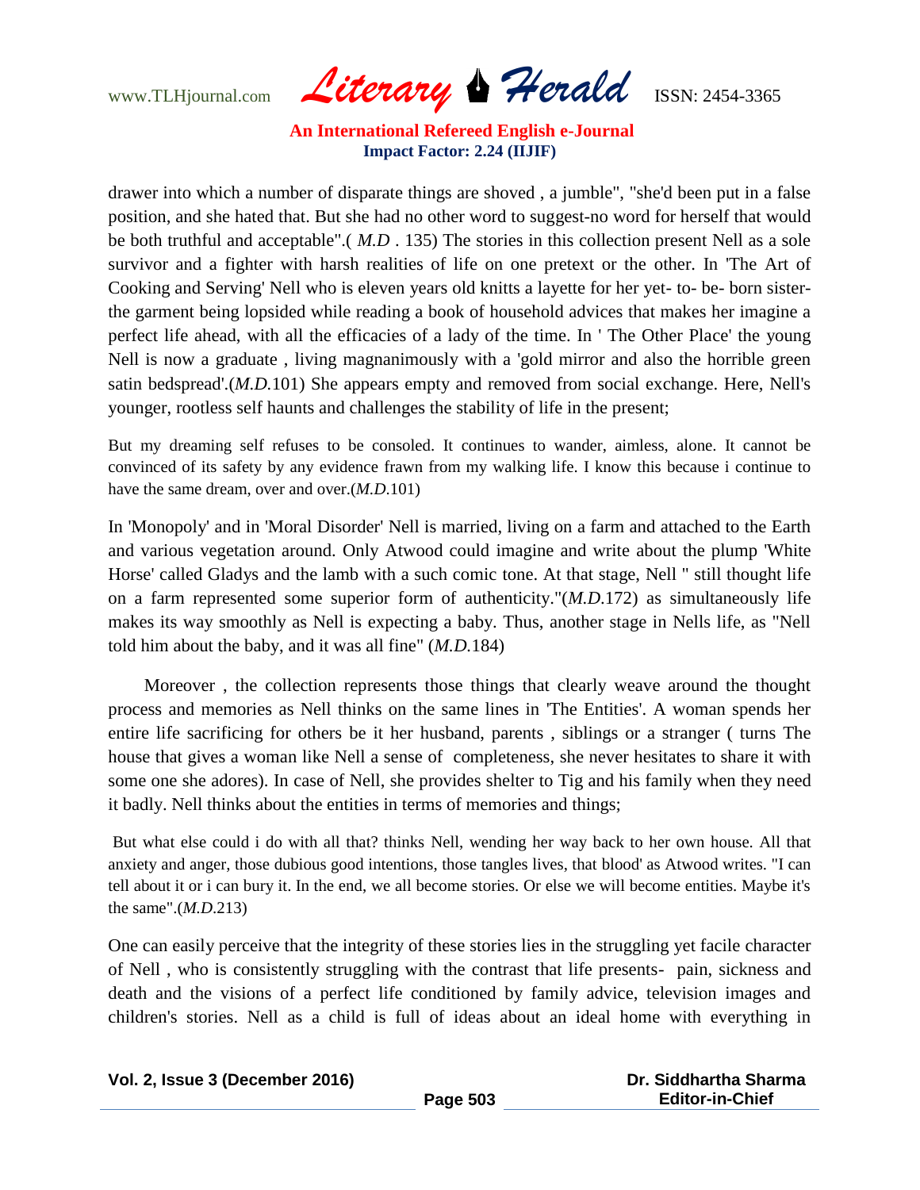drawer into which a number of disparate things are shoved , a jumble", "she'd been put in a false position, and she hated that. But she had no other word to suggest-no word for herself that would be both truthful and acceptable".( *M.D* . 135) The stories in this collection present Nell as a sole survivor and a fighter with harsh realities of life on one pretext or the other. In 'The Art of Cooking and Serving' Nell who is eleven years old knitts a layette for her yet- to- be- born sister- the garment being lopsided while reading a book of household advices that makes her imagine a perfect life ahead, with all the efficacies of a lady of the time. In ' The Other Place' the young Nell is now a graduate , living magnanimously with a 'gold mirror and also the horrible green satin bedspread'.(*M.D.*101) She appears empty and removed from social exchange. Here, Nell's younger, rootless self haunts and challenges the stability of life in the present;

> But my dreaming self refuses to be consoled. It continues to wander, aimless, alone. It cannot be convinced of its safety by any evidence frawn from my walking life. I know this because i continue to have the same dream, over and over.(*M.D.*101)

In 'Monopoly' and in 'Moral Disorder' Nell is married, living on a farm and attached to the Earth and various vegetation around. Only Atwood could imagine and write about the plump 'White Horse' called Gladys and the lamb with a such comic tone. At that stage, Nell " still thought life on a farm represented some superior form of authenticity."(*M.D.*172) as simultaneously life makes its way smoothly as Nell is expecting a baby. Thus, another stage in Nells life, as "Nell told him about the baby, and it was all fine" (*M.D.*184)

Moreover , the collection represents those things that clearly weave around the thought process and memories as Nell thinks on the same lines in 'The Entities'. A woman spends her entire life sacrificing for others be it her husband, parents , siblings or a stranger ( turns The house that gives a woman like Nell a sense of completeness, she never hesitates to share it with some one she adores). In case of Nell, she provides shelter to Tig and his family when they need it badly. Nell thinks about the entities in terms of memories and things;

> But what else could i do with all that? thinks Nell, wending her way back to her own house. All that anxiety and anger, those dubious good intentions, those tangles lives, that blood' as Atwood writes. "I can tell about it or i can bury it. In the end, we all become stories. Or else we will become entities. Maybe it's the same".(*M.D.*213)

One can easily perceive that the integrity of these stories lies in the struggling yet facile character of Nell , who is consistently struggling with the contrast that life presents- pain, sickness and death and the visions of a perfect life conditioned by family advice, television images and children's stories. Nell as a child is full of ideas about an ideal home with everything in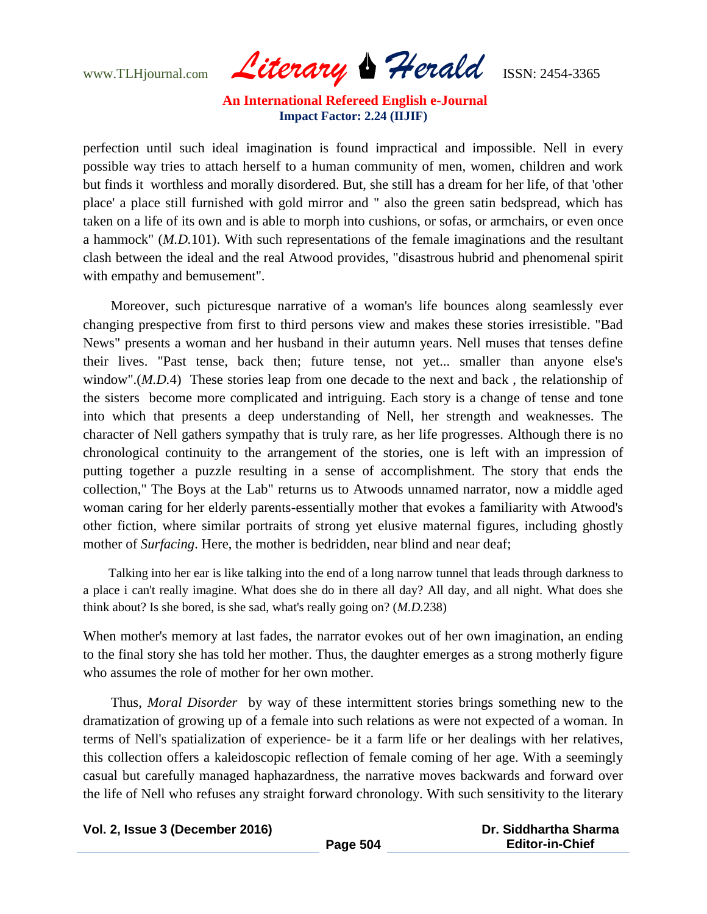perfection until such ideal imagination is found impractical and impossible. Nell in every possible way tries to attach herself to a human community of men, women, children and work but finds it worthless and morally disordered. But, she still has a dream for her life, of that 'other place' a place still furnished with gold mirror and " also the green satin bedspread, which has taken on a life of its own and is able to morph into cushions, or sofas, or armchairs, or even once a hammock" (*M.D.*101). With such representations of the female imaginations and the resultant clash between the ideal and the real Atwood provides, "disastrous hubrid and phenomenal spirit with empathy and bemusement".

Moreover, such picturesque narrative of a woman's life bounces along seamlessly ever changing prespective from first to third persons view and makes these stories irresistible. "Bad News" presents a woman and her husband in their autumn years. Nell muses that tenses define their lives. "Past tense, back then; future tense, not yet... smaller than anyone else's window".(*M.D.*4) These stories leap from one decade to the next and back , the relationship of the sisters become more complicated and intriguing. Each story is a change of tense and tone into which that presents a deep understanding of Nell, her strength and weaknesses. The character of Nell gathers sympathy that is truly rare, as her life progresses. Although there is no chronological continuity to the arrangement of the stories, one is left with an impression of putting together a puzzle resulting in a sense of accomplishment. The story that ends the collection," The Boys at the Lab" returns us to Atwoods unnamed narrator, now a middle aged woman caring for her elderly parents-essentially mother that evokes a familiarity with Atwood's other fiction, where similar portraits of strong yet elusive maternal figures, including ghostly mother of *Surfacing*. Here, the mother is bedridden, near blind and near deaf;

> Talking into her ear is like talking into the end of a long narrow tunnel that leads through darkness to a place i can't really imagine. What does she do in there all day? All day, and all night. What does she think about? Is she bored, is she sad, what's really going on? (*M.D.*238)

When mother's memory at last fades, the narrator evokes out of her own imagination, an ending to the final story she has told her mother. Thus, the daughter emerges as a strong motherly figure who assumes the role of mother for her own mother.

Thus, *Moral Disorder* by way of these intermittent stories brings something new to the dramatization of growing up of a female into such relations as were not expected of a woman. In terms of Nell's spatialization of experience- be it a farm life or her dealings with her relatives, this collection offers a kaleidoscopic reflection of female coming of her age. With a seemingly casual but carefully managed haphazardness, the narrative moves backwards and forward over the life of Nell who refuses any straight forward chronology. With such sensitivity to the literary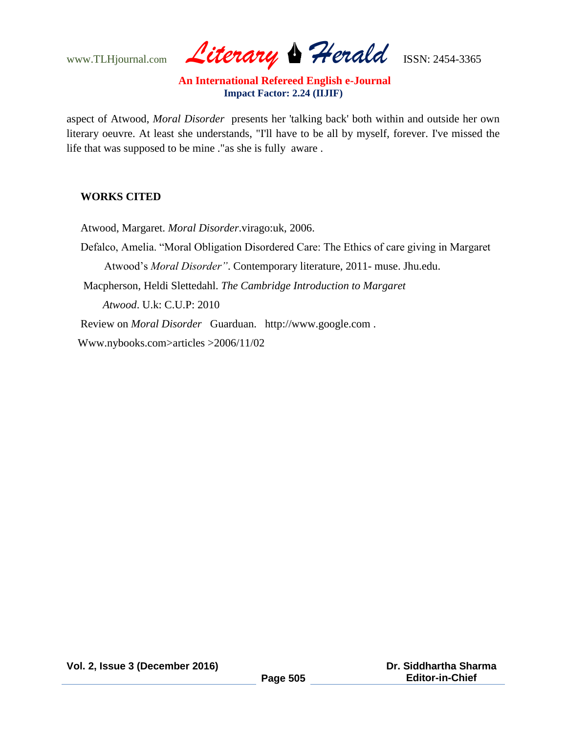aspect of Atwood, *Moral Disorder* presents her 'talking back' both within and outside her own literary oeuvre. At least she understands, "I'll have to be all by myself, forever. I've missed the life that was supposed to be mine ."as she is fully aware .

## WORKS CITED

Atwood, Margaret. *Moral Disorder*.virago:uk, 2006.

Defalco, Amelia. "Moral Obligation Disordered Care: The Ethics of care giving in Margaret Atwood's *Moral Disorder"*. Contemporary literature, 2011- muse. Jhu.edu.

Macpherson, Heldi Slettedahl. *The Cambridge Introduction to Margaret Atwood*. U.k: C.U.P: 2010

Review on *Moral Disorder* Guarduan. http://www.google.com .

Www.nybooks.com>articles >2006/11/02